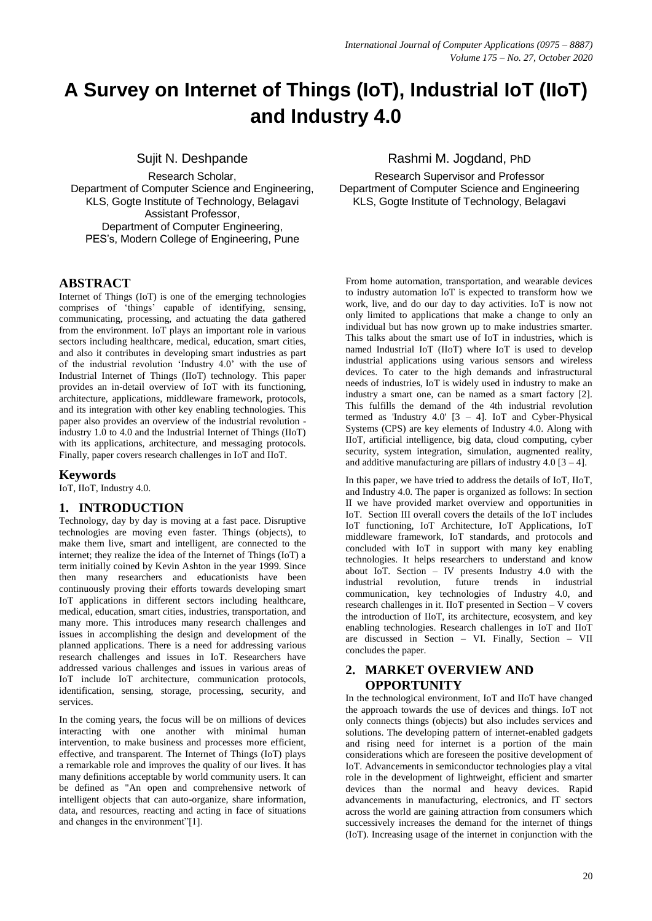# A Survey on Internet of Things (IoT), Industrial IoT (IIoT) and Industry 4.0

Sujit N. Deshpande
Research Scholar,
Department of Computer Science and Engineering,
KLS, Gogte Institute of Technology, Belagavi
Assistant Professor,
Department of Computer Engineering,
PES's, Modern College of Engineering, Pune

Rashmi M. Jogdand, PhD
Research Supervisor and Professor
Department of Computer Science and Engineering
KLS, Gogte Institute of Technology, Belagavi

## ABSTRACT

Internet of Things (IoT) is one of the emerging technologies comprises of 'things' capable of identifying, sensing, communicating, processing, and actuating the data gathered from the environment. IoT plays an important role in various sectors including healthcare, medical, education, smart cities, and also it contributes in developing smart industries as part of the industrial revolution 'Industry 4.0' with the use of Industrial Internet of Things (IIoT) technology. This paper provides an in-detail overview of IoT with its functioning, architecture, applications, middleware framework, protocols, and its integration with other key enabling technologies. This paper also provides an overview of the industrial revolution - industry 1.0 to 4.0 and the Industrial Internet of Things (IIoT) with its applications, architecture, and messaging protocols. Finally, paper covers research challenges in IoT and IIoT.

## Keywords

IoT, IIoT, Industry 4.0.

## 1. INTRODUCTION

Technology, day by day is moving at a fast pace. Disruptive technologies are moving even faster. Things (objects), to make them live, smart and intelligent, are connected to the internet; they realize the idea of the Internet of Things (IoT) a term initially coined by Kevin Ashton in the year 1999. Since then many researchers and educationists have been continuously proving their efforts towards developing smart IoT applications in different sectors including healthcare, medical, education, smart cities, industries, transportation, and many more. This introduces many research challenges and issues in accomplishing the design and development of the planned applications. There is a need for addressing various research challenges and issues in IoT. Researchers have addressed various challenges and issues in various areas of IoT include IoT architecture, communication protocols, identification, sensing, storage, processing, security, and services.

In the coming years, the focus will be on millions of devices interacting with one another with minimal human intervention, to make business and processes more efficient, effective, and transparent. The Internet of Things (IoT) plays a remarkable role and improves the quality of our lives. It has many definitions acceptable by world community users. It can be defined as "An open and comprehensive network of intelligent objects that can auto-organize, share information, data, and resources, reacting and acting in face of situations and changes in the environment"[1].

From home automation, transportation, and wearable devices to industry automation IoT is expected to transform how we work, live, and do our day to day activities. IoT is now not only limited to applications that make a change to only an individual but has now grown up to make industries smarter. This talks about the smart use of IoT in industries, which is named Industrial IoT (IIoT) where IoT is used to develop industrial applications using various sensors and wireless devices. To cater to the high demands and infrastructural needs of industries, IoT is widely used in industry to make an industry a smart one, can be named as a smart factory [2]. This fulfills the demand of the 4th industrial revolution termed as 'Industry 4.0' [3 – 4]. IoT and Cyber-Physical Systems (CPS) are key elements of Industry 4.0. Along with IIoT, artificial intelligence, big data, cloud computing, cyber security, system integration, simulation, augmented reality, and additive manufacturing are pillars of industry 4.0 [3 – 4].

In this paper, we have tried to address the details of IoT, IIoT, and Industry 4.0. The paper is organized as follows: In section II we have provided market overview and opportunities in IoT. Section III overall covers the details of the IoT includes IoT functioning, IoT Architecture, IoT Applications, IoT middleware framework, IoT standards, and protocols and concluded with IoT in support with many key enabling technologies. It helps researchers to understand and know about IoT. Section – IV presents Industry 4.0 with the industrial revolution, future trends in industrial communication, key technologies of Industry 4.0, and research challenges in it. IIoT presented in Section – V covers the introduction of IIoT, its architecture, ecosystem, and key enabling technologies. Research challenges in IoT and IIoT are discussed in Section – VI. Finally, Section – VII concludes the paper.

## 2. MARKET OVERVIEW AND OPPORTUNITY

In the technological environment, IoT and IIoT have changed the approach towards the use of devices and things. IoT not only connects things (objects) but also includes services and solutions. The developing pattern of internet-enabled gadgets and rising need for internet is a portion of the main considerations which are foreseen the positive development of IoT. Advancements in semiconductor technologies play a vital role in the development of lightweight, efficient and smarter devices than the normal and heavy devices. Rapid advancements in manufacturing, electronics, and IT sectors across the world are gaining attraction from consumers which successively increases the demand for the internet of things (IoT). Increasing usage of the internet in conjunction with the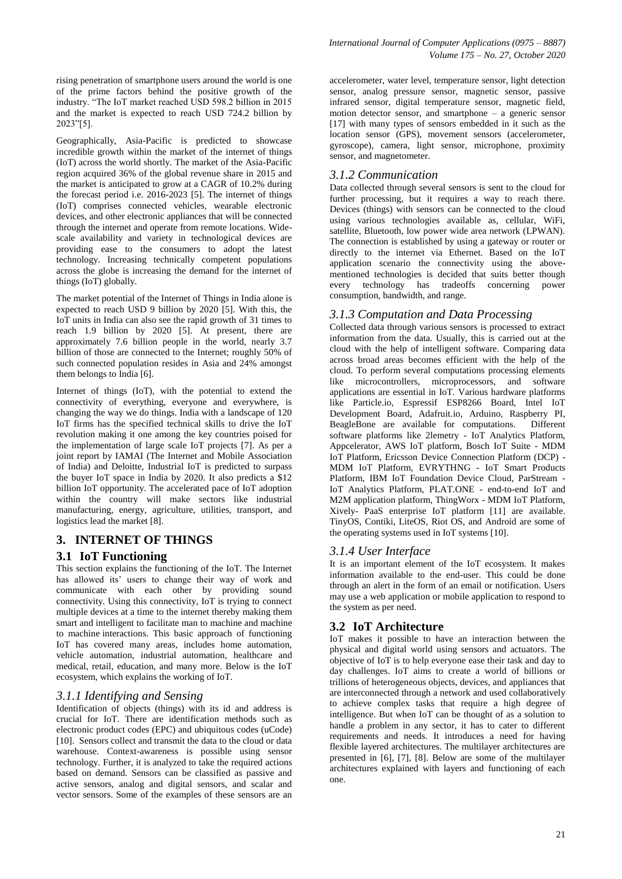rising penetration of smartphone users around the world is one of the prime factors behind the positive growth of the industry. "The IoT market reached USD 598.2 billion in 2015 and the market is expected to reach USD 724.2 billion by 2023"[5].

Geographically, Asia-Pacific is predicted to showcase incredible growth within the market of the internet of things (IoT) across the world shortly. The market of the Asia-Pacific region acquired 36% of the global revenue share in 2015 and the market is anticipated to grow at a CAGR of 10.2% during the forecast period i.e. 2016-2023 [5]. The internet of things (IoT) comprises connected vehicles, wearable electronic devices, and other electronic appliances that will be connected through the internet and operate from remote locations. Wide-scale availability and variety in technological devices are providing ease to the consumers to adopt the latest technology. Increasing technically competent populations across the globe is increasing the demand for the internet of things (IoT) globally.

The market potential of the Internet of Things in India alone is expected to reach USD 9 billion by 2020 [5]. With this, the IoT units in India can also see the rapid growth of 31 times to reach 1.9 billion by 2020 [5]. At present, there are approximately 7.6 billion people in the world, nearly 3.7 billion of those are connected to the Internet; roughly 50% of such connected population resides in Asia and 24% amongst them belongs to India [6].

Internet of things (IoT), with the potential to extend the connectivity of everything, everyone and everywhere, is changing the way we do things. India with a landscape of 120 IoT firms has the specified technical skills to drive the IoT revolution making it one among the key countries poised for the implementation of large scale IoT projects [7]. As per a joint report by IAMAI (The Internet and Mobile Association of India) and Deloitte, Industrial IoT is predicted to surpass the buyer IoT space in India by 2020. It also predicts a $12 billion IoT opportunity. The accelerated pace of IoT adoption within the country will make sectors like industrial manufacturing, energy, agriculture, utilities, transport, and logistics lead the market [8].

# 3. INTERNET OF THINGS

## 3.1 IoT Functioning

This section explains the functioning of the IoT. The Internet has allowed its' users to change their way of work and communicate with each other by providing sound connectivity. Using this connectivity, IoT is trying to connect multiple devices at a time to the internet thereby making them smart and intelligent to facilitate man to machine and machine to machine interactions. This basic approach of functioning IoT has covered many areas, includes home automation, vehicle automation, industrial automation, healthcare and medical, retail, education, and many more. Below is the IoT ecosystem, which explains the working of IoT.

### *3.1.1 Identifying and Sensing*

Identification of objects (things) with its id and address is crucial for IoT. There are identification methods such as electronic product codes (EPC) and ubiquitous codes (uCode) [10]. Sensors collect and transmit the data to the cloud or data warehouse. Context-awareness is possible using sensor technology. Further, it is analyzed to take the required actions based on demand. Sensors can be classified as passive and active sensors, analog and digital sensors, and scalar and vector sensors. Some of the examples of these sensors are an accelerometer, water level, temperature sensor, light detection sensor, analog pressure sensor, magnetic sensor, passive infrared sensor, digital temperature sensor, magnetic field, motion detector sensor, and smartphone – a generic sensor [17] with many types of sensors embedded in it such as the location sensor (GPS), movement sensors (accelerometer, gyroscope), camera, light sensor, microphone, proximity sensor, and magnetometer.

### *3.1.2 Communication*

Data collected through several sensors is sent to the cloud for further processing, but it requires a way to reach there. Devices (things) with sensors can be connected to the cloud using various technologies available as, cellular, WiFi, satellite, Bluetooth, low power wide area network (LPWAN). The connection is established by using a gateway or router or directly to the internet via Ethernet. Based on the IoT application scenario the connectivity using the above-mentioned technologies is decided that suits better though every technology has tradeoffs concerning power consumption, bandwidth, and range.

### *3.1.3 Computation and Data Processing*

Collected data through various sensors is processed to extract information from the data. Usually, this is carried out at the cloud with the help of intelligent software. Comparing data across broad areas becomes efficient with the help of the cloud. To perform several computations processing elements like microcontrollers, microprocessors, and software applications are essential in IoT. Various hardware platforms like Particle.io, Espressif ESP8266 Board, Intel IoT Development Board, Adafruit.io, Arduino, Raspberry PI, BeagleBone are available for computations. Different software platforms like 2lemetry - IoT Analytics Platform, Appcelerator, AWS IoT platform, Bosch IoT Suite - MDM IoT Platform, Ericsson Device Connection Platform (DCP) - MDM IoT Platform, EVRYTHNG - IoT Smart Products Platform, IBM IoT Foundation Device Cloud, ParStream - IoT Analytics Platform, PLAT.ONE - end-to-end IoT and M2M application platform, ThingWorx - MDM IoT Platform, Xively- PaaS enterprise IoT platform [11] are available. TinyOS, Contiki, LiteOS, Riot OS, and Android are some of the operating systems used in IoT systems [10].

### *3.1.4 User Interface*

It is an important element of the IoT ecosystem. It makes information available to the end-user. This could be done through an alert in the form of an email or notification. Users may use a web application or mobile application to respond to the system as per need.

## 3.2 IoT Architecture

IoT makes it possible to have an interaction between the physical and digital world using sensors and actuators. The objective of IoT is to help everyone ease their task and day to day challenges. IoT aims to create a world of billions or trillions of heterogeneous objects, devices, and appliances that are interconnected through a network and used collaboratively to achieve complex tasks that require a high degree of intelligence. But when IoT can be thought of as a solution to handle a problem in any sector, it has to cater to different requirements and needs. It introduces a need for having flexible layered architectures. The multilayer architectures are presented in [6], [7], [8]. Below are some of the multilayer architectures explained with layers and functioning of each one.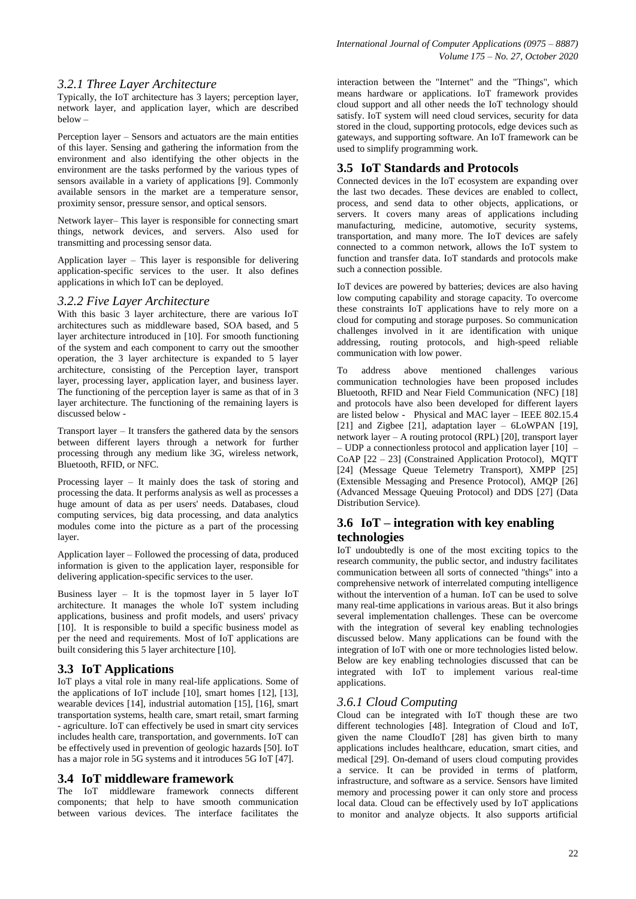### 3.2.1 Three Layer Architecture

Typically, the IoT architecture has 3 layers; perception layer, network layer, and application layer, which are described below –

Perception layer – Sensors and actuators are the main entities of this layer. Sensing and gathering the information from the environment and also identifying the other objects in the environment are the tasks performed by the various types of sensors available in a variety of applications [9]. Commonly available sensors in the market are a temperature sensor, proximity sensor, pressure sensor, and optical sensors.

Network layer– This layer is responsible for connecting smart things, network devices, and servers. Also used for transmitting and processing sensor data.

Application layer – This layer is responsible for delivering application-specific services to the user. It also defines applications in which IoT can be deployed.

### 3.2.2 Five Layer Architecture

With this basic 3 layer architecture, there are various IoT architectures such as middleware based, SOA based, and 5 layer architecture introduced in [10]. For smooth functioning of the system and each component to carry out the smoother operation, the 3 layer architecture is expanded to 5 layer architecture, consisting of the Perception layer, transport layer, processing layer, application layer, and business layer. The functioning of the perception layer is same as that of in 3 layer architecture. The functioning of the remaining layers is discussed below -

Transport layer – It transfers the gathered data by the sensors between different layers through a network for further processing through any medium like 3G, wireless network, Bluetooth, RFID, or NFC.

Processing layer – It mainly does the task of storing and processing the data. It performs analysis as well as processes a huge amount of data as per users' needs. Databases, cloud computing services, big data processing, and data analytics modules come into the picture as a part of the processing layer.

Application layer – Followed the processing of data, produced information is given to the application layer, responsible for delivering application-specific services to the user.

Business layer – It is the topmost layer in 5 layer IoT architecture. It manages the whole IoT system including applications, business and profit models, and users' privacy [10]. It is responsible to build a specific business model as per the need and requirements. Most of IoT applications are built considering this 5 layer architecture [10].

## 3.3 IoT Applications

IoT plays a vital role in many real-life applications. Some of the applications of IoT include [10], smart homes [12], [13], wearable devices [14], industrial automation [15], [16], smart transportation systems, health care, smart retail, smart farming - agriculture. IoT can effectively be used in smart city services includes health care, transportation, and governments. IoT can be effectively used in prevention of geologic hazards [50]. IoT has a major role in 5G systems and it introduces 5G IoT [47].

## 3.4 IoT middleware framework

The IoT middleware framework connects different components; that help to have smooth communication between various devices. The interface facilitates the interaction between the "Internet" and the "Things", which means hardware or applications. IoT framework provides cloud support and all other needs the IoT technology should satisfy. IoT system will need cloud services, security for data stored in the cloud, supporting protocols, edge devices such as gateways, and supporting software. An IoT framework can be used to simplify programming work.

## 3.5 IoT Standards and Protocols

Connected devices in the IoT ecosystem are expanding over the last two decades. These devices are enabled to collect, process, and send data to other objects, applications, or servers. It covers many areas of applications including manufacturing, medicine, automotive, security systems, transportation, and many more. The IoT devices are safely connected to a common network, allows the IoT system to function and transfer data. IoT standards and protocols make such a connection possible.

IoT devices are powered by batteries; devices are also having low computing capability and storage capacity. To overcome these constraints IoT applications have to rely more on a cloud for computing and storage purposes. So communication challenges involved in it are identification with unique addressing, routing protocols, and high-speed reliable communication with low power.

To address above mentioned challenges various communication technologies have been proposed includes Bluetooth, RFID and Near Field Communication (NFC) [18] and protocols have also been developed for different layers are listed below - Physical and MAC layer – IEEE 802.15.4 [21] and Zigbee [21], adaptation layer – 6LoWPAN [19], network layer – A routing protocol (RPL) [20], transport layer – UDP a connectionless protocol and application layer [10] – CoAP [22 – 23] (Constrained Application Protocol), MQTT [24] (Message Queue Telemetry Transport), XMPP [25] (Extensible Messaging and Presence Protocol), AMQP [26] (Advanced Message Queuing Protocol) and DDS [27] (Data Distribution Service).

## 3.6 IoT – integration with key enabling technologies

IoT undoubtedly is one of the most exciting topics to the research community, the public sector, and industry facilitates communication between all sorts of connected "things" into a comprehensive network of interrelated computing intelligence without the intervention of a human. IoT can be used to solve many real-time applications in various areas. But it also brings several implementation challenges. These can be overcome with the integration of several key enabling technologies discussed below. Many applications can be found with the integration of IoT with one or more technologies listed below. Below are key enabling technologies discussed that can be integrated with IoT to implement various real-time applications.

### 3.6.1 Cloud Computing

Cloud can be integrated with IoT though these are two different technologies [48]. Integration of Cloud and IoT, given the name CloudIoT [28] has given birth to many applications includes healthcare, education, smart cities, and medical [29]. On-demand of users cloud computing provides a service. It can be provided in terms of platform, infrastructure, and software as a service. Sensors have limited memory and processing power it can only store and process local data. Cloud can be effectively used by IoT applications to monitor and analyze objects. It also supports artificial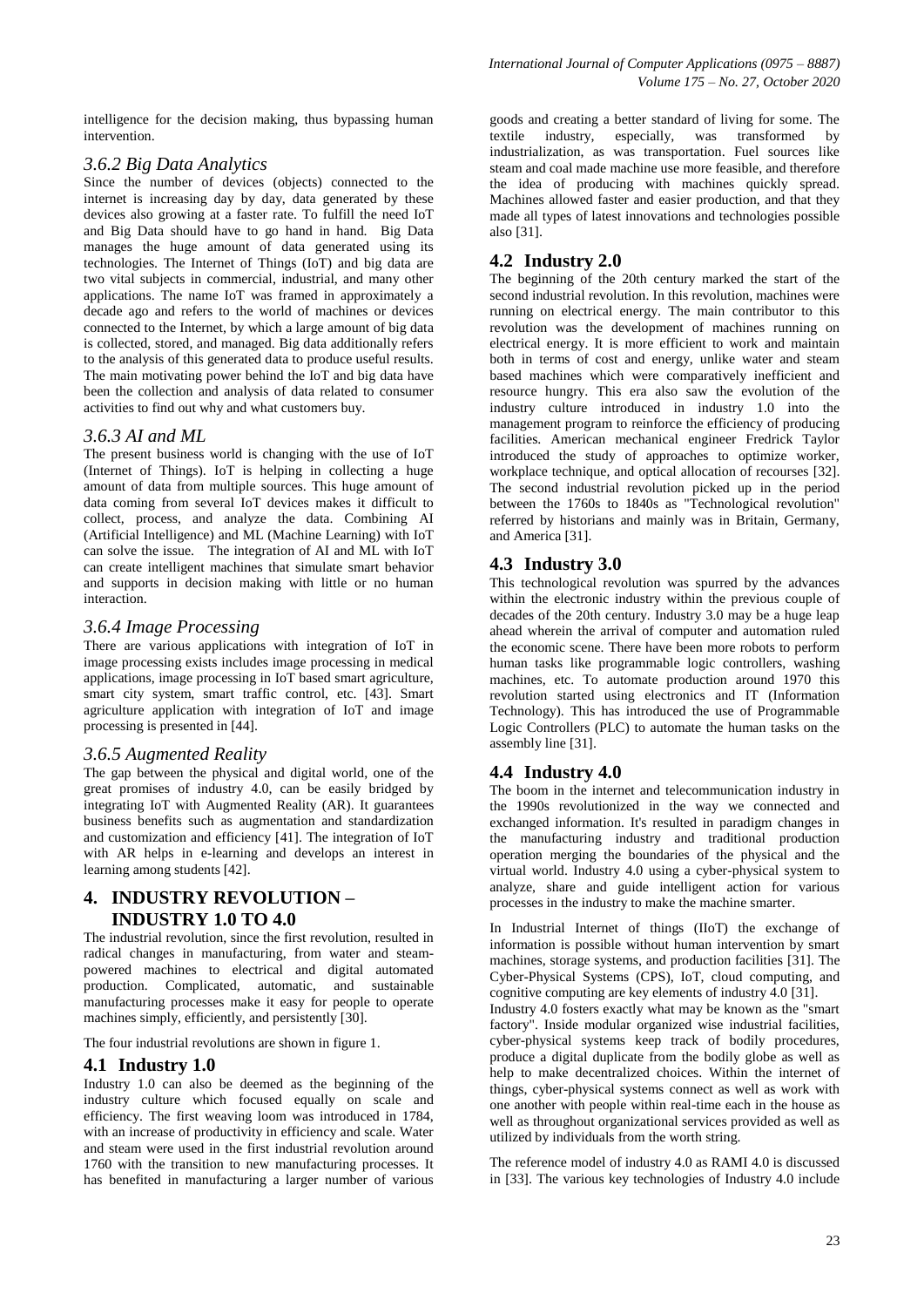intelligence for the decision making, thus bypassing human intervention.

### *3.6.2 Big Data Analytics*

Since the number of devices (objects) connected to the internet is increasing day by day, data generated by these devices also growing at a faster rate. To fulfill the need IoT and Big Data should have to go hand in hand. Big Data manages the huge amount of data generated using its technologies. The Internet of Things (IoT) and big data are two vital subjects in commercial, industrial, and many other applications. The name IoT was framed in approximately a decade ago and refers to the world of machines or devices connected to the Internet, by which a large amount of big data is collected, stored, and managed. Big data additionally refers to the analysis of this generated data to produce useful results. The main motivating power behind the IoT and big data have been the collection and analysis of data related to consumer activities to find out why and what customers buy.

### *3.6.3 AI and ML*

The present business world is changing with the use of IoT (Internet of Things). IoT is helping in collecting a huge amount of data from multiple sources. This huge amount of data coming from several IoT devices makes it difficult to collect, process, and analyze the data. Combining AI (Artificial Intelligence) and ML (Machine Learning) with IoT can solve the issue. The integration of AI and ML with IoT can create intelligent machines that simulate smart behavior and supports in decision making with little or no human interaction.

### *3.6.4 Image Processing*

There are various applications with integration of IoT in image processing exists includes image processing in medical applications, image processing in IoT based smart agriculture, smart city system, smart traffic control, etc. [43]. Smart agriculture application with integration of IoT and image processing is presented in [44].

### *3.6.5 Augmented Reality*

The gap between the physical and digital world, one of the great promises of industry 4.0, can be easily bridged by integrating IoT with Augmented Reality (AR). It guarantees business benefits such as augmentation and standardization and customization and efficiency [41]. The integration of IoT with AR helps in e-learning and develops an interest in learning among students [42].

# 4. INDUSTRY REVOLUTION – INDUSTRY 1.0 TO 4.0

The industrial revolution, since the first revolution, resulted in radical changes in manufacturing, from water and steam-powered machines to electrical and digital automated production. Complicated, automatic, and sustainable manufacturing processes make it easy for people to operate machines simply, efficiently, and persistently [30].

The four industrial revolutions are shown in figure 1.

## 4.1 Industry 1.0

Industry 1.0 can also be deemed as the beginning of the industry culture which focused equally on scale and efficiency. The first weaving loom was introduced in 1784, with an increase of productivity in efficiency and scale. Water and steam were used in the first industrial revolution around 1760 with the transition to new manufacturing processes. It has benefited in manufacturing a larger number of various goods and creating a better standard of living for some. The textile industry, especially, was transformed by industrialization, as was transportation. Fuel sources like steam and coal made machine use more feasible, and therefore the idea of producing with machines quickly spread. Machines allowed faster and easier production, and that they made all types of latest innovations and technologies possible also [31].

## 4.2 Industry 2.0

The beginning of the 20th century marked the start of the second industrial revolution. In this revolution, machines were running on electrical energy. The main contributor to this revolution was the development of machines running on electrical energy. It is more efficient to work and maintain both in terms of cost and energy, unlike water and steam based machines which were comparatively inefficient and resource hungry. This era also saw the evolution of the industry culture introduced in industry 1.0 into the management program to reinforce the efficiency of producing facilities. American mechanical engineer Fredrick Taylor introduced the study of approaches to optimize worker, workplace technique, and optical allocation of recourses [32]. The second industrial revolution picked up in the period between the 1760s to 1840s as "Technological revolution" referred by historians and mainly was in Britain, Germany, and America [31].

## 4.3 Industry 3.0

This technological revolution was spurred by the advances within the electronic industry within the previous couple of decades of the 20th century. Industry 3.0 may be a huge leap ahead wherein the arrival of computer and automation ruled the economic scene. There have been more robots to perform human tasks like programmable logic controllers, washing machines, etc. To automate production around 1970 this revolution started using electronics and IT (Information Technology). This has introduced the use of Programmable Logic Controllers (PLC) to automate the human tasks on the assembly line [31].

## 4.4 Industry 4.0

The boom in the internet and telecommunication industry in the 1990s revolutionized in the way we connected and exchanged information. It's resulted in paradigm changes in the manufacturing industry and traditional production operation merging the boundaries of the physical and the virtual world. Industry 4.0 using a cyber-physical system to analyze, share and guide intelligent action for various processes in the industry to make the machine smarter.

In Industrial Internet of things (IIoT) the exchange of information is possible without human intervention by smart machines, storage systems, and production facilities [31]. The Cyber-Physical Systems (CPS), IoT, cloud computing, and cognitive computing are key elements of industry 4.0 [31].

Industry 4.0 fosters exactly what may be known as the "smart factory". Inside modular organized wise industrial facilities, cyber-physical systems keep track of bodily procedures, produce a digital duplicate from the bodily globe as well as help to make decentralized choices. Within the internet of things, cyber-physical systems connect as well as work with one another with people within real-time each in the house as well as throughout organizational services provided as well as utilized by individuals from the worth string.

The reference model of industry 4.0 as RAMI 4.0 is discussed in [33]. The various key technologies of Industry 4.0 include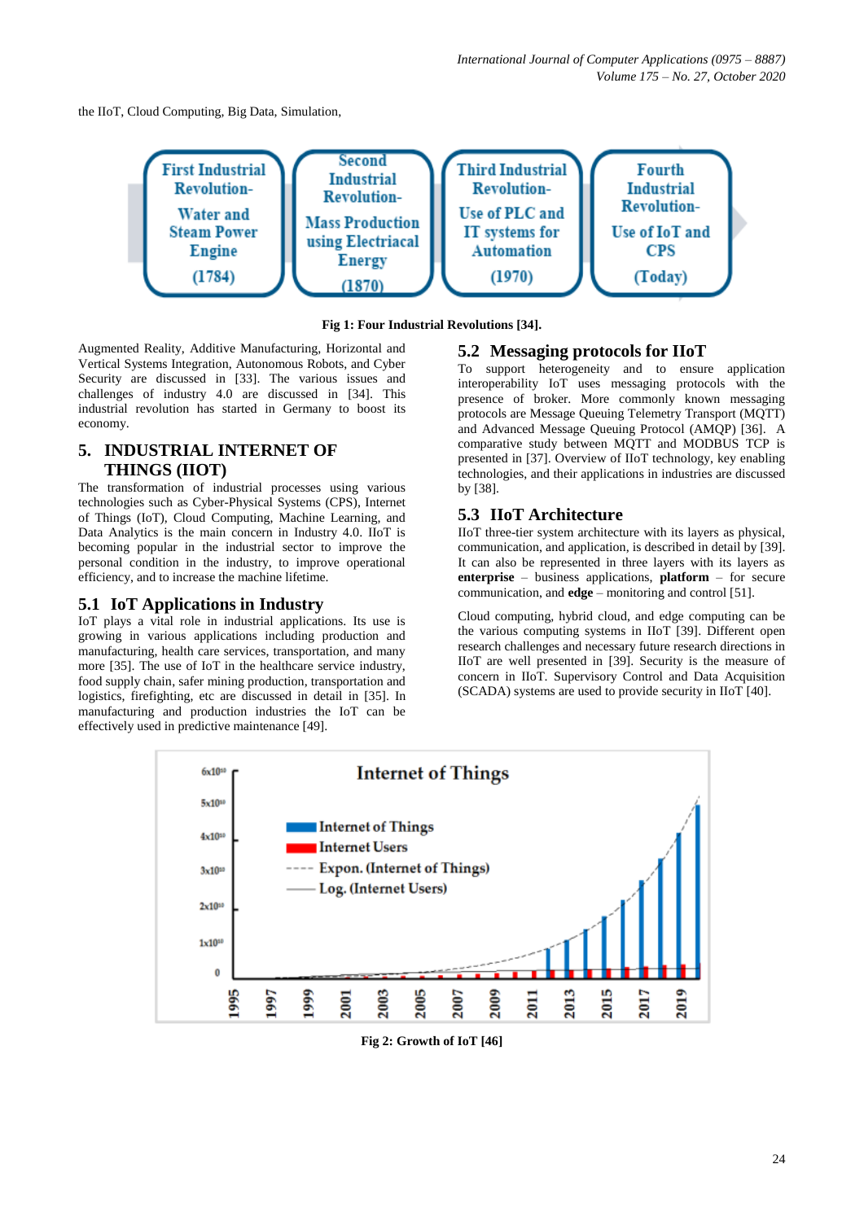the IIoT, Cloud Computing, Big Data, Simulation,

Fig 1: Four Industrial Revolutions [34].

Augmented Reality, Additive Manufacturing, Horizontal and Vertical Systems Integration, Autonomous Robots, and Cyber Security are discussed in [33]. The various issues and challenges of industry 4.0 are discussed in [34]. This industrial revolution has started in Germany to boost its economy.

## 5. INDUSTRIAL INTERNET OF THINGS (IIOT)

The transformation of industrial processes using various technologies such as Cyber-Physical Systems (CPS), Internet of Things (IoT), Cloud Computing, Machine Learning, and Data Analytics is the main concern in Industry 4.0. IIoT is becoming popular in the industrial sector to improve the personal condition in the industry, to improve operational efficiency, and to increase the machine lifetime.

### 5.1 IoT Applications in Industry

IoT plays a vital role in industrial applications. Its use is growing in various applications including production and manufacturing, health care services, transportation, and many more [35]. The use of IoT in the healthcare service industry, food supply chain, safer mining production, transportation and logistics, firefighting, etc are discussed in detail in [35]. In manufacturing and production industries the IoT can be effectively used in predictive maintenance [49].

### 5.2 Messaging protocols for IIoT

To support heterogeneity and to ensure application interoperability IoT uses messaging protocols with the presence of broker. More commonly known messaging protocols are Message Queuing Telemetry Transport (MQTT) and Advanced Message Queuing Protocol (AMQP) [36]. A comparative study between MQTT and MODBUS TCP is presented in [37]. Overview of IIoT technology, key enabling technologies, and their applications in industries are discussed by [38].

### 5.3 IIoT Architecture

IIoT three-tier system architecture with its layers as physical, communication, and application, is described in detail by [39]. It can also be represented in three layers with its layers as **enterprise** – business applications, **platform** – for secure communication, and **edge** – monitoring and control [51].

Cloud computing, hybrid cloud, and edge computing can be the various computing systems in IIoT [39]. Different open research challenges and necessary future research directions in IIoT are well presented in [39]. Security is the measure of concern in IIoT. Supervisory Control and Data Acquisition (SCADA) systems are used to provide security in IIoT [40].

Fig 2: Growth of IoT [46]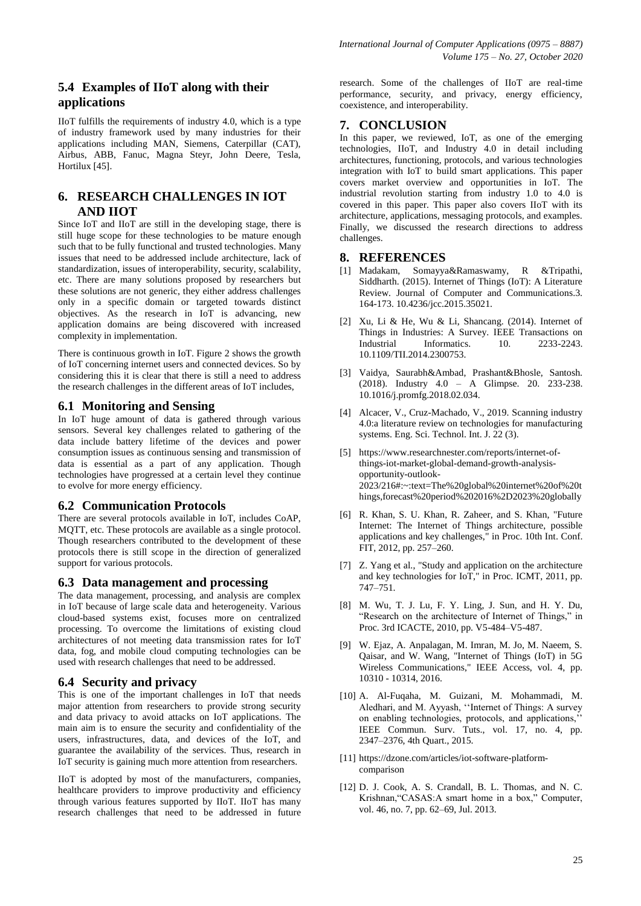### 5.4 Examples of IIoT along with their applications

IIoT fulfills the requirements of industry 4.0, which is a type of industry framework used by many industries for their applications including MAN, Siemens, Caterpillar (CAT), Airbus, ABB, Fanuc, Magna Steyr, John Deere, Tesla, Hortilux [45].

## 6. RESEARCH CHALLENGES IN IOT AND IIOT

Since IoT and IIoT are still in the developing stage, there is still huge scope for these technologies to be mature enough such that to be fully functional and trusted technologies. Many issues that need to be addressed include architecture, lack of standardization, issues of interoperability, security, scalability, etc. There are many solutions proposed by researchers but these solutions are not generic, they either address challenges only in a specific domain or targeted towards distinct objectives. As the research in IoT is advancing, new application domains are being discovered with increased complexity in implementation.

There is continuous growth in IoT. Figure 2 shows the growth of IoT concerning internet users and connected devices. So by considering this it is clear that there is still a need to address the research challenges in the different areas of IoT includes,

### 6.1 Monitoring and Sensing

In IoT huge amount of data is gathered through various sensors. Several key challenges related to gathering of the data include battery lifetime of the devices and power consumption issues as continuous sensing and transmission of data is essential as a part of any application. Though technologies have progressed at a certain level they continue to evolve for more energy efficiency.

### 6.2 Communication Protocols

There are several protocols available in IoT, includes CoAP, MQTT, etc. These protocols are available as a single protocol. Though researchers contributed to the development of these protocols there is still scope in the direction of generalized support for various protocols.

### 6.3 Data management and processing

The data management, processing, and analysis are complex in IoT because of large scale data and heterogeneity. Various cloud-based systems exist, focuses more on centralized processing. To overcome the limitations of existing cloud architectures of not meeting data transmission rates for IoT data, fog, and mobile cloud computing technologies can be used with research challenges that need to be addressed.

### 6.4 Security and privacy

This is one of the important challenges in IoT that needs major attention from researchers to provide strong security and data privacy to avoid attacks on IoT applications. The main aim is to ensure the security and confidentiality of the users, infrastructures, data, and devices of the IoT, and guarantee the availability of the services. Thus, research in IoT security is gaining much more attention from researchers.

IIoT is adopted by most of the manufacturers, companies, healthcare providers to improve productivity and efficiency through various features supported by IIoT. IIoT has many research challenges that need to be addressed in future research. Some of the challenges of IIoT are real-time performance, security, and privacy, energy efficiency, coexistence, and interoperability.

## 7. CONCLUSION

In this paper, we reviewed, IoT, as one of the emerging technologies, IIoT, and Industry 4.0 in detail including architectures, functioning, protocols, and various technologies integration with IoT to build smart applications. This paper covers market overview and opportunities in IoT. The industrial revolution starting from industry 1.0 to 4.0 is covered in this paper. This paper also covers IIoT with its architecture, applications, messaging protocols, and examples. Finally, we discussed the research directions to address challenges.

## 8. REFERENCES

[1] Madakam, Somayya&Ramaswamy, R &Tripathi, Siddharth. (2015). Internet of Things (IoT): A Literature Review. Journal of Computer and Communications.3. 164-173. 10.4236/jcc.2015.35021.

[2] Xu, Li & He, Wu & Li, Shancang. (2014). Internet of Things in Industries: A Survey. IEEE Transactions on Industrial Informatics. 10. 2233-2243. 10.1109/TII.2014.2300753.

[3] Vaidya, Saurabh&Ambad, Prashant&Bhosle, Santosh. (2018). Industry 4.0 – A Glimpse. 20. 233-238. 10.1016/j.promfg.2018.02.034.

[4] Alcacer, V., Cruz-Machado, V., 2019. Scanning industry 4.0:a literature review on technologies for manufacturing systems. Eng. Sci. Technol. Int. J. 22 (3).

[5] https://www.researchnester.com/reports/internet-of-things-iot-market-global-demand-growth-analysis-opportunity-outlook-2023/216#:~:text=The%20global%20internet%20of%20things,forecast%20period%202016%2D2023%20globally

[6] R. Khan, S. U. Khan, R. Zaheer, and S. Khan, "Future Internet: The Internet of Things architecture, possible applications and key challenges," in Proc. 10th Int. Conf. FIT, 2012, pp. 257–260.

[7] Z. Yang et al., "Study and application on the architecture and key technologies for IoT," in Proc. ICMT, 2011, pp. 747–751.

[8] M. Wu, T. J. Lu, F. Y. Ling, J. Sun, and H. Y. Du, "Research on the architecture of Internet of Things," in Proc. 3rd ICACTE, 2010, pp. V5-484–V5-487.

[9] W. Ejaz, A. Anpalagan, M. Imran, M. Jo, M. Naeem, S. Qaisar, and W. Wang, "Internet of Things (IoT) in 5G Wireless Communications," IEEE Access, vol. 4, pp. 10310 - 10314, 2016.

[10] A. Al-Fuqaha, M. Guizani, M. Mohammadi, M. Aledhari, and M. Ayyash, ''Internet of Things: A survey on enabling technologies, protocols, and applications,'' IEEE Commun. Surv. Tuts., vol. 17, no. 4, pp. 2347–2376, 4th Quart., 2015.

[11] https://dzone.com/articles/iot-software-platform-comparison

[12] D. J. Cook, A. S. Crandall, B. L. Thomas, and N. C. Krishnan,"CASAS:A smart home in a box," Computer, vol. 46, no. 7, pp. 62–69, Jul. 2013.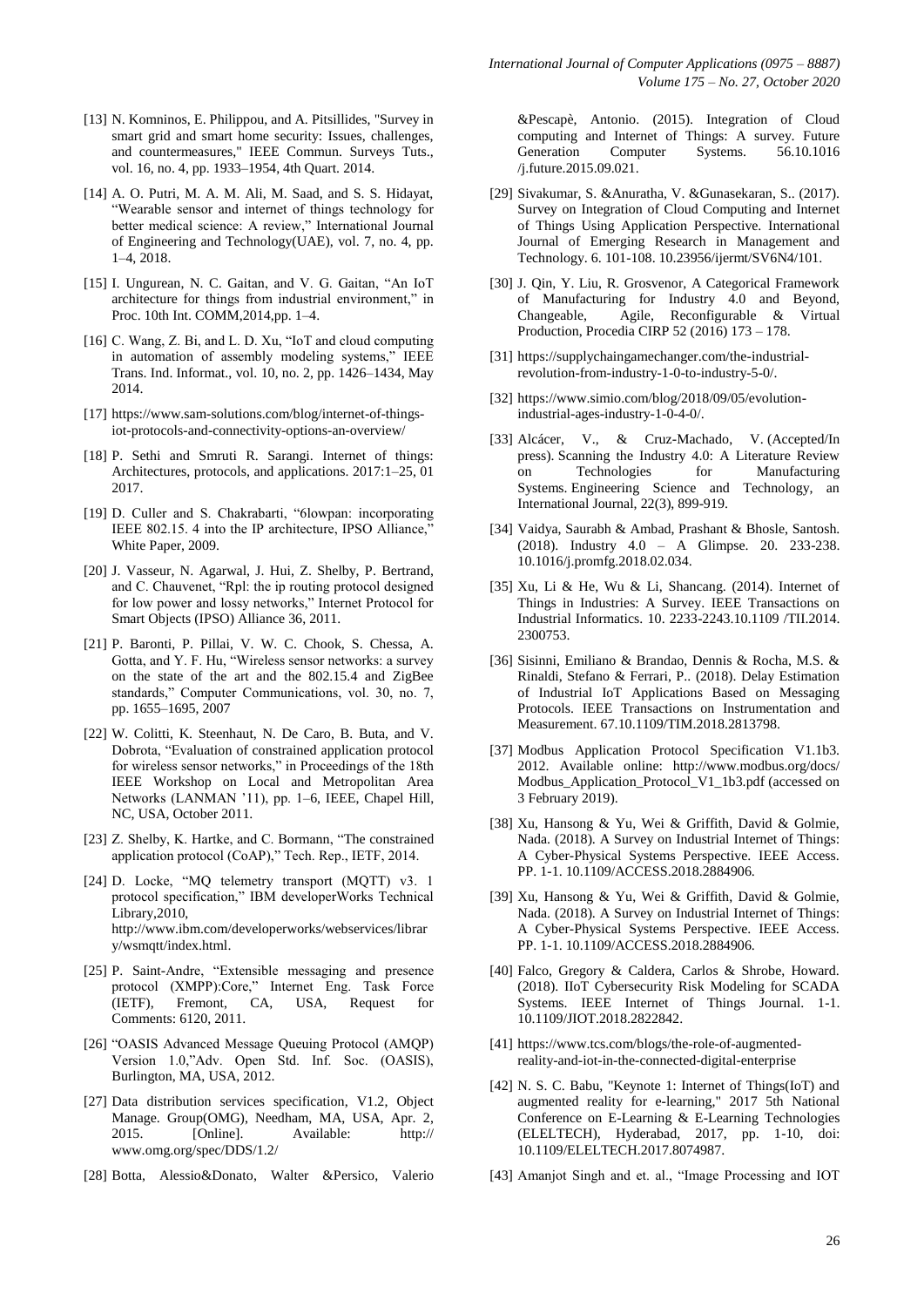[13] N. Komninos, E. Philippou, and A. Pitsillides, "Survey in smart grid and smart home security: Issues, challenges, and countermeasures," IEEE Commun. Surveys Tuts., vol. 16, no. 4, pp. 1933–1954, 4th Quart. 2014.

[14] A. O. Putri, M. A. M. Ali, M. Saad, and S. S. Hidayat, "Wearable sensor and internet of things technology for better medical science: A review," International Journal of Engineering and Technology(UAE), vol. 7, no. 4, pp. 1–4, 2018.

[15] I. Ungurean, N. C. Gaitan, and V. G. Gaitan, "An IoT architecture for things from industrial environment," in Proc. 10th Int. COMM,2014,pp. 1–4.

[16] C. Wang, Z. Bi, and L. D. Xu, "IoT and cloud computing in automation of assembly modeling systems," IEEE Trans. Ind. Informat., vol. 10, no. 2, pp. 1426–1434, May 2014.

[17] https://www.sam-solutions.com/blog/internet-of-things-iot-protocols-and-connectivity-options-an-overview/

[18] P. Sethi and Smruti R. Sarangi. Internet of things: Architectures, protocols, and applications. 2017:1–25, 01 2017.

[19] D. Culler and S. Chakrabarti, "6lowpan: incorporating IEEE 802.15. 4 into the IP architecture, IPSO Alliance," White Paper, 2009.

[20] J. Vasseur, N. Agarwal, J. Hui, Z. Shelby, P. Bertrand, and C. Chauvenet, "Rpl: the ip routing protocol designed for low power and lossy networks," Internet Protocol for Smart Objects (IPSO) Alliance 36, 2011.

[21] P. Baronti, P. Pillai, V. W. C. Chook, S. Chessa, A. Gotta, and Y. F. Hu, "Wireless sensor networks: a survey on the state of the art and the 802.15.4 and ZigBee standards," Computer Communications, vol. 30, no. 7, pp. 1655–1695, 2007

[22] W. Colitti, K. Steenhaut, N. De Caro, B. Buta, and V. Dobrota, "Evaluation of constrained application protocol for wireless sensor networks," in Proceedings of the 18th IEEE Workshop on Local and Metropolitan Area Networks (LANMAN '11), pp. 1–6, IEEE, Chapel Hill, NC, USA, October 2011.

[23] Z. Shelby, K. Hartke, and C. Bormann, "The constrained application protocol (CoAP)," Tech. Rep., IETF, 2014.

[24] D. Locke, "MQ telemetry transport (MQTT) v3. 1 protocol specification," IBM developerWorks Technical Library,2010, http://www.ibm.com/developerworks/webservices/library/wsmqtt/index.html.

[25] P. Saint-Andre, "Extensible messaging and presence protocol (XMPP):Core," Internet Eng. Task Force (IETF), Fremont, CA, USA, Request for Comments: 6120, 2011.

[26] "OASIS Advanced Message Queuing Protocol (AMQP) Version 1.0,"Adv. Open Std. Inf. Soc. (OASIS), Burlington, MA, USA, 2012.

[27] Data distribution services specification, V1.2, Object Manage. Group(OMG), Needham, MA, USA, Apr. 2, 2015. [Online]. Available: http:// www.omg.org/spec/DDS/1.2/

[28] Botta, Alessio&Donato, Walter &Persico, Valerio &Pescapè, Antonio. (2015). Integration of Cloud computing and Internet of Things: A survey. Future Generation Computer Systems. 56.10.1016 /j.future.2015.09.021.

[29] Sivakumar, S. &Anuratha, V. &Gunasekaran, S.. (2017). Survey on Integration of Cloud Computing and Internet of Things Using Application Perspective. International Journal of Emerging Research in Management and Technology. 6. 101-108. 10.23956/ijermt/SV6N4/101.

[30] J. Qin, Y. Liu, R. Grosvenor, A Categorical Framework of Manufacturing for Industry 4.0 and Beyond, Changeable, Agile, Reconfigurable & Virtual Production, Procedia CIRP 52 (2016) 173 – 178.

[31] https://supplychaingamechanger.com/the-industrial-revolution-from-industry-1-0-to-industry-5-0/.

[32] https://www.simio.com/blog/2018/09/05/evolution-industrial-ages-industry-1-0-4-0/.

[33] Alcácer, V., & Cruz-Machado, V. (Accepted/In press). Scanning the Industry 4.0: A Literature Review on Technologies for Manufacturing Systems. Engineering Science and Technology, an International Journal, 22(3), 899-919.

[34] Vaidya, Saurabh & Ambad, Prashant & Bhosle, Santosh. (2018). Industry 4.0 – A Glimpse. 20. 233-238. 10.1016/j.promfg.2018.02.034.

[35] Xu, Li & He, Wu & Li, Shancang. (2014). Internet of Things in Industries: A Survey. IEEE Transactions on Industrial Informatics. 10. 2233-2243.10.1109 /TII.2014. 2300753.

[36] Sisinni, Emiliano & Brandao, Dennis & Rocha, M.S. & Rinaldi, Stefano & Ferrari, P.. (2018). Delay Estimation of Industrial IoT Applications Based on Messaging Protocols. IEEE Transactions on Instrumentation and Measurement. 67.10.1109/TIM.2018.2813798.

[37] Modbus Application Protocol Specification V1.1b3. 2012. Available online: http://www.modbus.org/docs/ Modbus_Application_Protocol_V1_1b3.pdf (accessed on 3 February 2019).

[38] Xu, Hansong & Yu, Wei & Griffith, David & Golmie, Nada. (2018). A Survey on Industrial Internet of Things: A Cyber-Physical Systems Perspective. IEEE Access. PP. 1-1. 10.1109/ACCESS.2018.2884906.

[39] Xu, Hansong & Yu, Wei & Griffith, David & Golmie, Nada. (2018). A Survey on Industrial Internet of Things: A Cyber-Physical Systems Perspective. IEEE Access. PP. 1-1. 10.1109/ACCESS.2018.2884906.

[40] Falco, Gregory & Caldera, Carlos & Shrobe, Howard. (2018). IIoT Cybersecurity Risk Modeling for SCADA Systems. IEEE Internet of Things Journal. 1-1. 10.1109/JIOT.2018.2822842.

[41] https://www.tcs.com/blogs/the-role-of-augmented-reality-and-iot-in-the-connected-digital-enterprise

[42] N. S. C. Babu, "Keynote 1: Internet of Things(IoT) and augmented reality for e-learning," 2017 5th National Conference on E-Learning & E-Learning Technologies (ELELTECH), Hyderabad, 2017, pp. 1-10, doi: 10.1109/ELELTECH.2017.8074987.

[43] Amanjot Singh and et. al., "Image Processing and IOT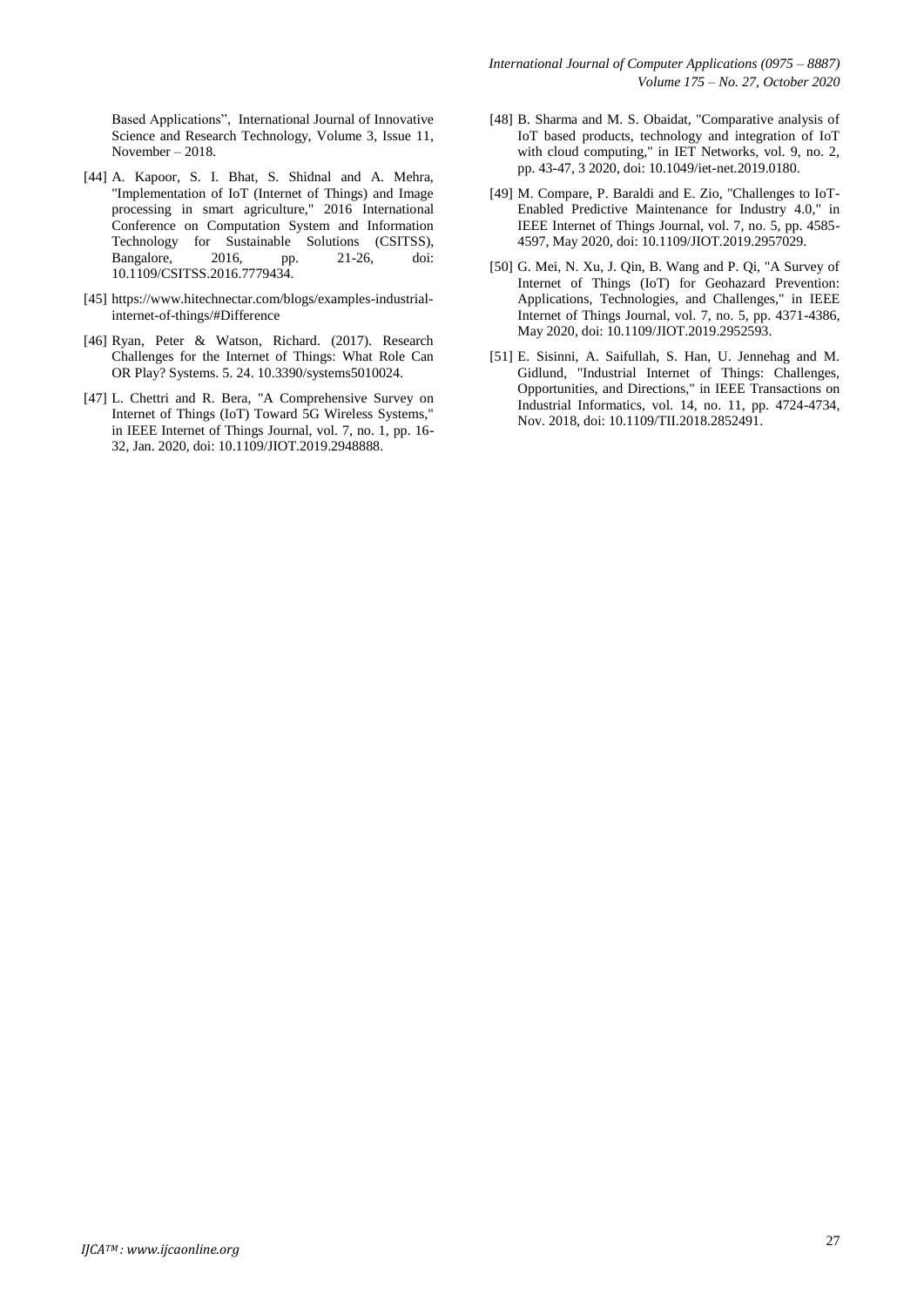Based Applications", International Journal of Innovative Science and Research Technology, Volume 3, Issue 11, November – 2018.

[44] A. Kapoor, S. I. Bhat, S. Shidnal and A. Mehra, "Implementation of IoT (Internet of Things) and Image processing in smart agriculture," 2016 International Conference on Computation System and Information Technology for Sustainable Solutions (CSITSS), Bangalore, 2016, pp. 21-26, doi: 10.1109/CSITSS.2016.7779434.

[45] https://www.hitechnectar.com/blogs/examples-industrial-internet-of-things/#Difference

[46] Ryan, Peter & Watson, Richard. (2017). Research Challenges for the Internet of Things: What Role Can OR Play? Systems. 5. 24. 10.3390/systems5010024.

[47] L. Chettri and R. Bera, "A Comprehensive Survey on Internet of Things (IoT) Toward 5G Wireless Systems," in IEEE Internet of Things Journal, vol. 7, no. 1, pp. 16-32, Jan. 2020, doi: 10.1109/JIOT.2019.2948888.

[48] B. Sharma and M. S. Obaidat, "Comparative analysis of IoT based products, technology and integration of IoT with cloud computing," in IET Networks, vol. 9, no. 2, pp. 43-47, 3 2020, doi: 10.1049/iet-net.2019.0180.

[49] M. Compare, P. Baraldi and E. Zio, "Challenges to IoT-Enabled Predictive Maintenance for Industry 4.0," in IEEE Internet of Things Journal, vol. 7, no. 5, pp. 4585-4597, May 2020, doi: 10.1109/JIOT.2019.2957029.

[50] G. Mei, N. Xu, J. Qin, B. Wang and P. Qi, "A Survey of Internet of Things (IoT) for Geohazard Prevention: Applications, Technologies, and Challenges," in IEEE Internet of Things Journal, vol. 7, no. 5, pp. 4371-4386, May 2020, doi: 10.1109/JIOT.2019.2952593.

[51] E. Sisinni, A. Saifullah, S. Han, U. Jennehag and M. Gidlund, "Industrial Internet of Things: Challenges, Opportunities, and Directions," in IEEE Transactions on Industrial Informatics, vol. 14, no. 11, pp. 4724-4734, Nov. 2018, doi: 10.1109/TII.2018.2852491.